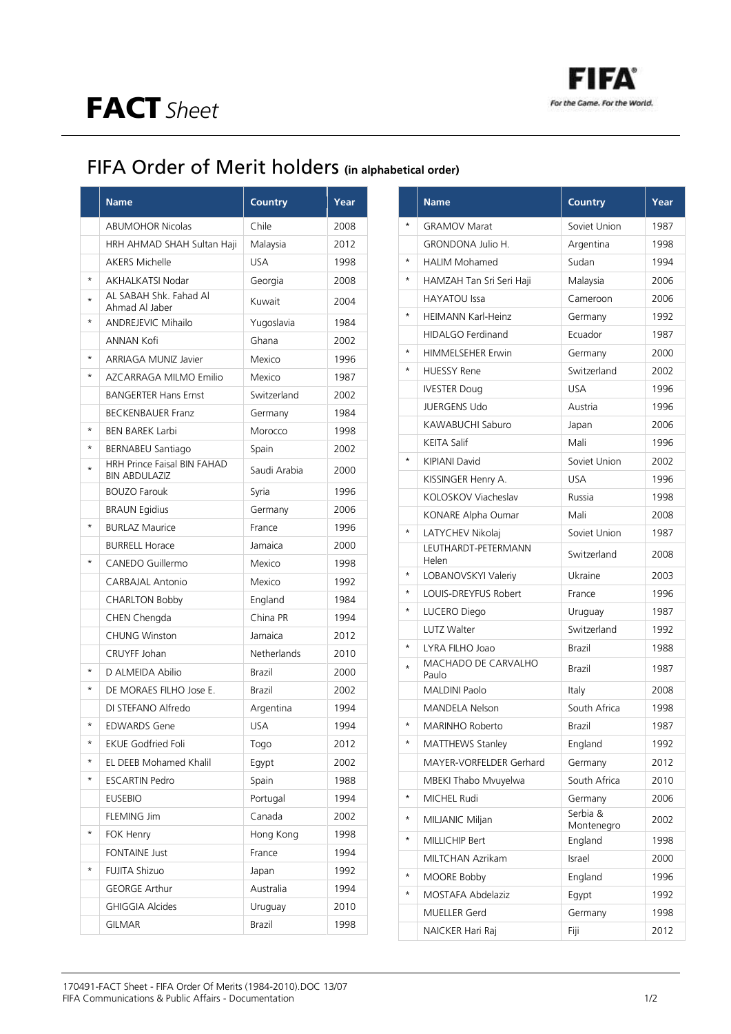# FACT *Sheet*

FIFA

*For the Game. For the World.*

## FIFA Order of Merit holders (in alphabetical order)

| | Name | Country | Year |
|---|---|---|---|
| | ABUMOHOR Nicolas | Chile | 2008 |
| | HRH AHMAD SHAH Sultan Haji | Malaysia | 2012 |
| | AKERS Michelle | USA | 1998 |
| * | AKHALKATSI Nodar | Georgia | 2008 |
| * | AL SABAH Shk. Fahad Al Ahmad Al Jaber | Kuwait | 2004 |
| * | ANDREJEVIC Mihailo | Yugoslavia | 1984 |
| | ANNAN Kofi | Ghana | 2002 |
| * | ARRIAGA MUNIZ Javier | Mexico | 1996 |
| * | AZCARRAGA MILMO Emilio | Mexico | 1987 |
| | BANGERTER Hans Ernst | Switzerland | 2002 |
| | BECKENBAUER Franz | Germany | 1984 |
| * | BEN BAREK Larbi | Morocco | 1998 |
| * | BERNABEU Santiago | Spain | 2002 |
| * | HRH Prince Faisal BIN FAHAD BIN ABDULAZIZ | Saudi Arabia | 2000 |
| | BOUZO Farouk | Syria | 1996 |
| | BRAUN Egidius | Germany | 2006 |
| * | BURLAZ Maurice | France | 1996 |
| | BURRELL Horace | Jamaica | 2000 |
| * | CANEDO Guillermo | Mexico | 1998 |
| | CARBAJAL Antonio | Mexico | 1992 |
| | CHARLTON Bobby | England | 1984 |
| | CHEN Chengda | China PR | 1994 |
| | CHUNG Winston | Jamaica | 2012 |
| | CRUYFF Johan | Netherlands | 2010 |
| * | D ALMEIDA Abilio | Brazil | 2000 |
| * | DE MORAES FILHO Jose E. | Brazil | 2002 |
| | DI STEFANO Alfredo | Argentina | 1994 |
| * | EDWARDS Gene | USA | 1994 |
| * | EKUE Godfried Foli | Togo | 2012 |
| * | EL DEEB Mohamed Khalil | Egypt | 2002 |
| * | ESCARTIN Pedro | Spain | 1988 |
| | EUSEBIO | Portugal | 1994 |
| | FLEMING Jim | Canada | 2002 |
| * | FOK Henry | Hong Kong | 1998 |
| | FONTAINE Just | France | 1994 |
| * | FUJITA Shizuo | Japan | 1992 |
| | GEORGE Arthur | Australia | 1994 |
| | GHIGGIA Alcides | Uruguay | 2010 |
| | GILMAR | Brazil | 1998 |
| * | GRAMOV Marat | Soviet Union | 1987 |
| | GRONDONA Julio H. | Argentina | 1998 |
| * | HALIM Mohamed | Sudan | 1994 |
| * | HAMZAH Tan Sri Seri Haji | Malaysia | 2006 |
| | HAYATOU Issa | Cameroon | 2006 |
| * | HEIMANN Karl-Heinz | Germany | 1992 |
| | HIDALGO Ferdinand | Ecuador | 1987 |
| * | HIMMELSEHER Erwin | Germany | 2000 |
| * | HUESSY Rene | Switzerland | 2002 |
| | IVESTER Doug | USA | 1996 |
| | JUERGENS Udo | Austria | 1996 |
| | KAWABUCHI Saburo | Japan | 2006 |
| | KEITA Salif | Mali | 1996 |
| * | KIPIANI David | Soviet Union | 2002 |
| | KISSINGER Henry A. | USA | 1996 |
| | KOLOSKOV Viacheslav | Russia | 1998 |
| | KONARE Alpha Oumar | Mali | 2008 |
| * | LATYCHEV Nikolaj | Soviet Union | 1987 |
| | LEUTHARDT-PETERMANN Helen | Switzerland | 2008 |
| * | LOBANOVSKYI Valeriy | Ukraine | 2003 |
| * | LOUIS-DREYFUS Robert | France | 1996 |
| * | LUCERO Diego | Uruguay | 1987 |
| | LUTZ Walter | Switzerland | 1992 |
| * | LYRA FILHO Joao | Brazil | 1988 |
| * | MACHADO DE CARVALHO Paulo | Brazil | 1987 |
| | MALDINI Paolo | Italy | 2008 |
| | MANDELA Nelson | South Africa | 1998 |
| * | MARINHO Roberto | Brazil | 1987 |
| * | MATTHEWS Stanley | England | 1992 |
| | MAYER-VORFELDER Gerhard | Germany | 2012 |
| | MBEKI Thabo Mvuyelwa | South Africa | 2010 |
| * | MICHEL Rudi | Germany | 2006 |
| * | MILJANIC Miljan | Serbia & Montenegro | 2002 |
| * | MILLICHIP Bert | England | 1998 |
| | MILTCHAN Azrikam | Israel | 2000 |
| * | MOORE Bobby | England | 1996 |
| * | MOSTAFA Abdelaziz | Egypt | 1992 |
| | MUELLER Gerd | Germany | 1998 |
| | NAICKER Hari Raj | Fiji | 2012 |

170491-FACT Sheet - FIFA Order Of Merits (1984-2010).DOC 13/07
FIFA Communications & Public Affairs - Documentation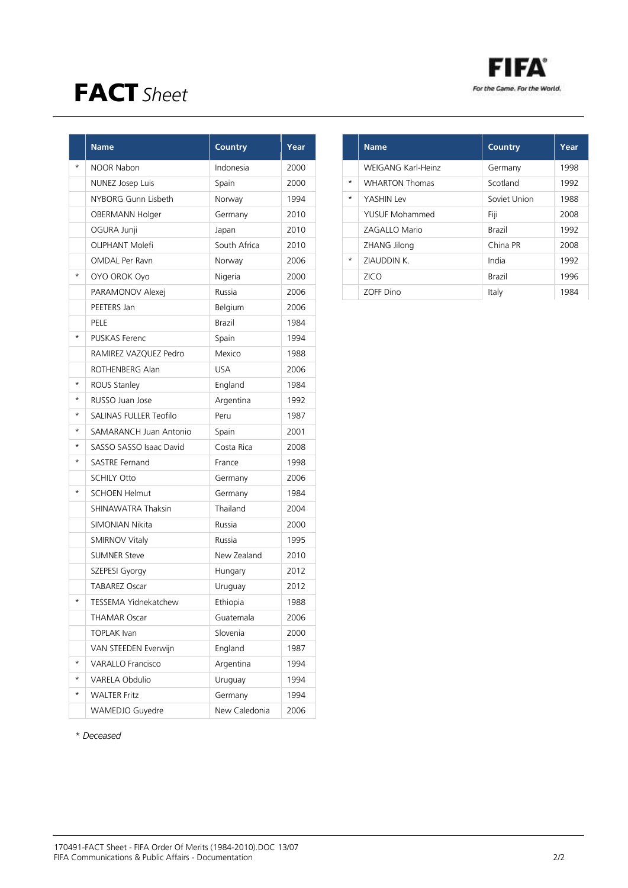# FACT *Sheet*

| | Name | Country | Year |
|---|---|---|---|
| * | NOOR Nabon | Indonesia | 2000 |
| | NUNEZ Josep Luis | Spain | 2000 |
| | NYBORG Gunn Lisbeth | Norway | 1994 |
| | OBERMANN Holger | Germany | 2010 |
| | OGURA Junji | Japan | 2010 |
| | OLIPHANT Molefi | South Africa | 2010 |
| | OMDAL Per Ravn | Norway | 2006 |
| * | OYO OROK Oyo | Nigeria | 2000 |
| | PARAMONOV Alexej | Russia | 2006 |
| | PEETERS Jan | Belgium | 2006 |
| | PELE | Brazil | 1984 |
| * | PUSKAS Ferenc | Spain | 1994 |
| | RAMIREZ VAZQUEZ Pedro | Mexico | 1988 |
| | ROTHENBERG Alan | USA | 2006 |
| * | ROUS Stanley | England | 1984 |
| * | RUSSO Juan Jose | Argentina | 1992 |
| * | SALINAS FULLER Teofilo | Peru | 1987 |
| * | SAMARANCH Juan Antonio | Spain | 2001 |
| * | SASSO SASSO Isaac David | Costa Rica | 2008 |
| * | SASTRE Fernand | France | 1998 |
| | SCHILY Otto | Germany | 2006 |
| * | SCHOEN Helmut | Germany | 1984 |
| | SHINAWATRA Thaksin | Thailand | 2004 |
| | SIMONIAN Nikita | Russia | 2000 |
| | SMIRNOV Vitaly | Russia | 1995 |
| | SUMNER Steve | New Zealand | 2010 |
| | SZEPESI Gyorgy | Hungary | 2012 |
| | TABAREZ Oscar | Uruguay | 2012 |
| * | TESSEMA Yidnekatchew | Ethiopia | 1988 |
| | THAMAR Oscar | Guatemala | 2006 |
| | TOPLAK Ivan | Slovenia | 2000 |
| | VAN STEEDEN Everwijn | England | 1987 |
| * | VARALLO Francisco | Argentina | 1994 |
| * | VARELA Obdulio | Uruguay | 1994 |
| * | WALTER Fritz | Germany | 1994 |
| | WAMEDJO Guyedre | New Caledonia | 2006 |
| | WEIGANG Karl-Heinz | Germany | 1998 |
| * | WHARTON Thomas | Scotland | 1992 |
| * | YASHIN Lev | Soviet Union | 1988 |
| | YUSUF Mohammed | Fiji | 2008 |
| | ZAGALLO Mario | Brazil | 1992 |
| | ZHANG Jilong | China PR | 2008 |
| * | ZIAUDDIN K. | India | 1992 |
| | ZICO | Brazil | 1996 |
| | ZOFF Dino | Italy | 1984 |

*\* Deceased*

170491-FACT Sheet - FIFA Order Of Merits (1984-2010).DOC 13/07
FIFA Communications & Public Affairs - Documentation